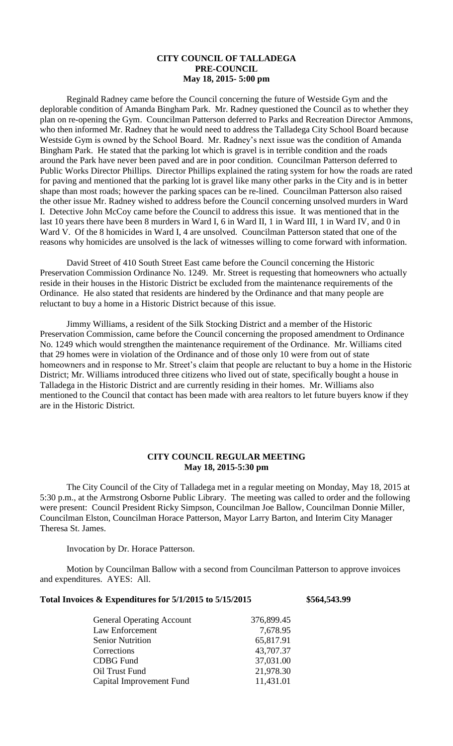# CITY COUNCIL OF TALLADEGA
# PRE-COUNCIL
# May 18, 2015- 5:00 pm

Reginald Radney came before the Council concerning the future of Westside Gym and the deplorable condition of Amanda Bingham Park. Mr. Radney questioned the Council as to whether they plan on re-opening the Gym. Councilman Patterson deferred to Parks and Recreation Director Ammons, who then informed Mr. Radney that he would need to address the Talladega City School Board because Westside Gym is owned by the School Board. Mr. Radney's next issue was the condition of Amanda Bingham Park. He stated that the parking lot which is gravel is in terrible condition and the roads around the Park have never been paved and are in poor condition. Councilman Patterson deferred to Public Works Director Phillips. Director Phillips explained the rating system for how the roads are rated for paving and mentioned that the parking lot is gravel like many other parks in the City and is in better shape than most roads; however the parking spaces can be re-lined. Councilman Patterson also raised the other issue Mr. Radney wished to address before the Council concerning unsolved murders in Ward I. Detective John McCoy came before the Council to address this issue. It was mentioned that in the last 10 years there have been 8 murders in Ward I, 6 in Ward II, 1 in Ward III, 1 in Ward IV, and 0 in Ward V. Of the 8 homicides in Ward I, 4 are unsolved. Councilman Patterson stated that one of the reasons why homicides are unsolved is the lack of witnesses willing to come forward with information.

David Street of 410 South Street East came before the Council concerning the Historic Preservation Commission Ordinance No. 1249. Mr. Street is requesting that homeowners who actually reside in their houses in the Historic District be excluded from the maintenance requirements of the Ordinance. He also stated that residents are hindered by the Ordinance and that many people are reluctant to buy a home in a Historic District because of this issue.

Jimmy Williams, a resident of the Silk Stocking District and a member of the Historic Preservation Commission, came before the Council concerning the proposed amendment to Ordinance No. 1249 which would strengthen the maintenance requirement of the Ordinance. Mr. Williams cited that 29 homes were in violation of the Ordinance and of those only 10 were from out of state homeowners and in response to Mr. Street's claim that people are reluctant to buy a home in the Historic District; Mr. Williams introduced three citizens who lived out of state, specifically bought a house in Talladega in the Historic District and are currently residing in their homes. Mr. Williams also mentioned to the Council that contact has been made with area realtors to let future buyers know if they are in the Historic District.

# CITY COUNCIL REGULAR MEETING
# May 18, 2015-5:30 pm

The City Council of the City of Talladega met in a regular meeting on Monday, May 18, 2015 at 5:30 p.m., at the Armstrong Osborne Public Library. The meeting was called to order and the following were present: Council President Ricky Simpson, Councilman Joe Ballow, Councilman Donnie Miller, Councilman Elston, Councilman Horace Patterson, Mayor Larry Barton, and Interim City Manager Theresa St. James.

Invocation by Dr. Horace Patterson.

Motion by Councilman Ballow with a second from Councilman Patterson to approve invoices and expenditures. AYES: All.

**Total Invoices & Expenditures for 5/1/2015 to 5/15/2015 $564,543.99**

| | |
|---|---|
| General Operating Account | 376,899.45 |
| Law Enforcement | 7,678.95 |
| Senior Nutrition | 65,817.91 |
| Corrections | 43,707.37 |
| CDBG Fund | 37,031.00 |
| Oil Trust Fund | 21,978.30 |
| Capital Improvement Fund | 11,431.01 |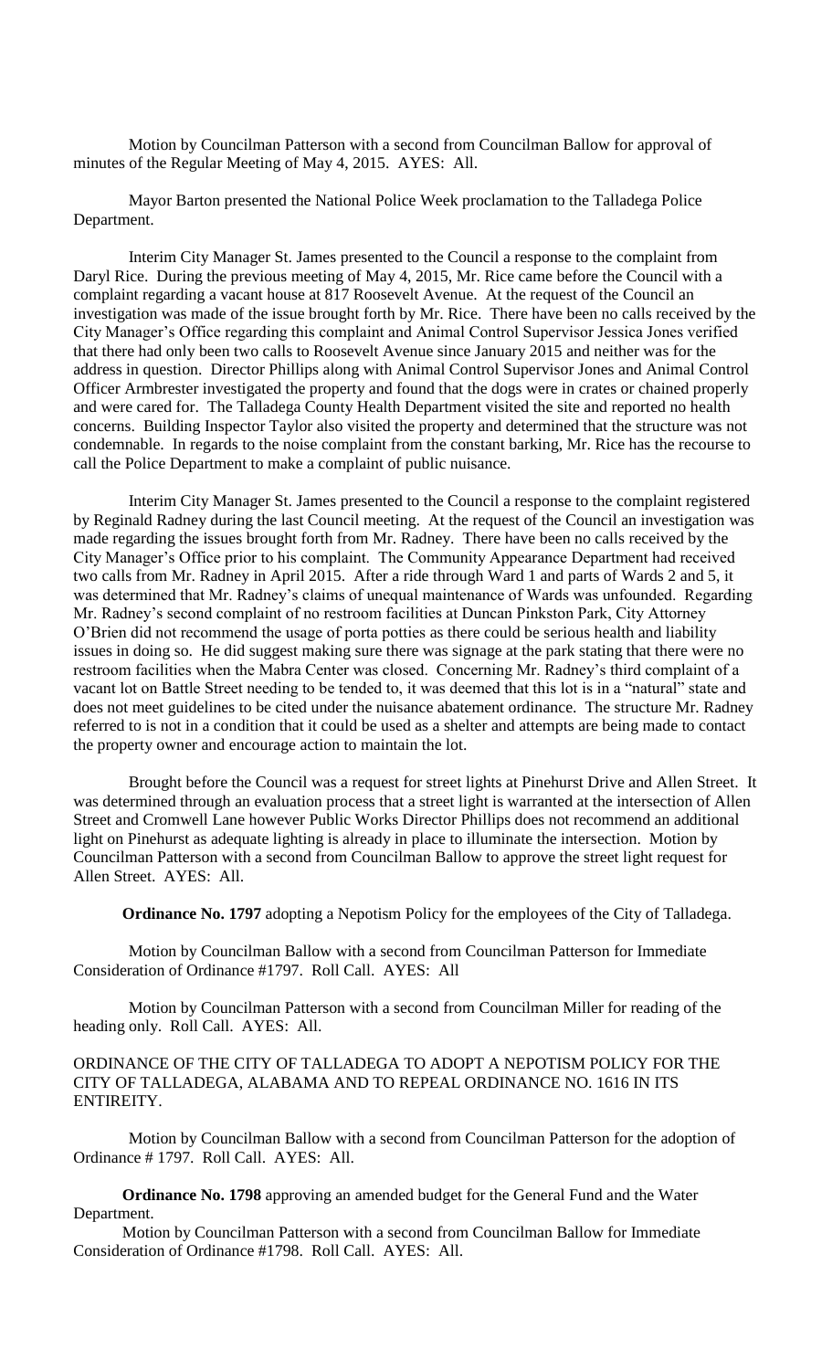Motion by Councilman Patterson with a second from Councilman Ballow for approval of minutes of the Regular Meeting of May 4, 2015. AYES: All.

Mayor Barton presented the National Police Week proclamation to the Talladega Police Department.

Interim City Manager St. James presented to the Council a response to the complaint from Daryl Rice. During the previous meeting of May 4, 2015, Mr. Rice came before the Council with a complaint regarding a vacant house at 817 Roosevelt Avenue. At the request of the Council an investigation was made of the issue brought forth by Mr. Rice. There have been no calls received by the City Manager's Office regarding this complaint and Animal Control Supervisor Jessica Jones verified that there had only been two calls to Roosevelt Avenue since January 2015 and neither was for the address in question. Director Phillips along with Animal Control Supervisor Jones and Animal Control Officer Armbrester investigated the property and found that the dogs were in crates or chained properly and were cared for. The Talladega County Health Department visited the site and reported no health concerns. Building Inspector Taylor also visited the property and determined that the structure was not condemnable. In regards to the noise complaint from the constant barking, Mr. Rice has the recourse to call the Police Department to make a complaint of public nuisance.

Interim City Manager St. James presented to the Council a response to the complaint registered by Reginald Radney during the last Council meeting. At the request of the Council an investigation was made regarding the issues brought forth from Mr. Radney. There have been no calls received by the City Manager's Office prior to his complaint. The Community Appearance Department had received two calls from Mr. Radney in April 2015. After a ride through Ward 1 and parts of Wards 2 and 5, it was determined that Mr. Radney's claims of unequal maintenance of Wards was unfounded. Regarding Mr. Radney's second complaint of no restroom facilities at Duncan Pinkston Park, City Attorney O'Brien did not recommend the usage of porta potties as there could be serious health and liability issues in doing so. He did suggest making sure there was signage at the park stating that there were no restroom facilities when the Mabra Center was closed. Concerning Mr. Radney's third complaint of a vacant lot on Battle Street needing to be tended to, it was deemed that this lot is in a "natural" state and does not meet guidelines to be cited under the nuisance abatement ordinance. The structure Mr. Radney referred to is not in a condition that it could be used as a shelter and attempts are being made to contact the property owner and encourage action to maintain the lot.

Brought before the Council was a request for street lights at Pinehurst Drive and Allen Street. It was determined through an evaluation process that a street light is warranted at the intersection of Allen Street and Cromwell Lane however Public Works Director Phillips does not recommend an additional light on Pinehurst as adequate lighting is already in place to illuminate the intersection. Motion by Councilman Patterson with a second from Councilman Ballow to approve the street light request for Allen Street. AYES: All.

**Ordinance No. 1797** adopting a Nepotism Policy for the employees of the City of Talladega.

Motion by Councilman Ballow with a second from Councilman Patterson for Immediate Consideration of Ordinance #1797. Roll Call. AYES: All

Motion by Councilman Patterson with a second from Councilman Miller for reading of the heading only. Roll Call. AYES: All.

ORDINANCE OF THE CITY OF TALLADEGA TO ADOPT A NEPOTISM POLICY FOR THE CITY OF TALLADEGA, ALABAMA AND TO REPEAL ORDINANCE NO. 1616 IN ITS ENTIREITY.

Motion by Councilman Ballow with a second from Councilman Patterson for the adoption of Ordinance # 1797. Roll Call. AYES: All.

**Ordinance No. 1798** approving an amended budget for the General Fund and the Water Department.

Motion by Councilman Patterson with a second from Councilman Ballow for Immediate Consideration of Ordinance #1798. Roll Call. AYES: All.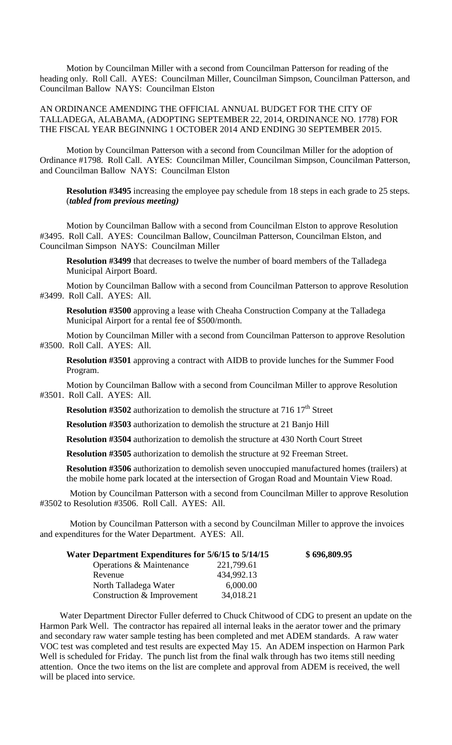Motion by Councilman Miller with a second from Councilman Patterson for reading of the heading only. Roll Call. AYES: Councilman Miller, Councilman Simpson, Councilman Patterson, and Councilman Ballow NAYS: Councilman Elston

AN ORDINANCE AMENDING THE OFFICIAL ANNUAL BUDGET FOR THE CITY OF TALLADEGA, ALABAMA, (ADOPTING SEPTEMBER 22, 2014, ORDINANCE NO. 1778) FOR THE FISCAL YEAR BEGINNING 1 OCTOBER 2014 AND ENDING 30 SEPTEMBER 2015.

Motion by Councilman Patterson with a second from Councilman Miller for the adoption of Ordinance #1798. Roll Call. AYES: Councilman Miller, Councilman Simpson, Councilman Patterson, and Councilman Ballow NAYS: Councilman Elston

**Resolution #3495** increasing the employee pay schedule from 18 steps in each grade to 25 steps. (***tabled from previous meeting)***

Motion by Councilman Ballow with a second from Councilman Elston to approve Resolution #3495. Roll Call. AYES: Councilman Ballow, Councilman Patterson, Councilman Elston, and Councilman Simpson NAYS: Councilman Miller

**Resolution #3499** that decreases to twelve the number of board members of the Talladega Municipal Airport Board.

Motion by Councilman Ballow with a second from Councilman Patterson to approve Resolution #3499. Roll Call. AYES: All.

**Resolution #3500** approving a lease with Cheaha Construction Company at the Talladega Municipal Airport for a rental fee of $500/month.

Motion by Councilman Miller with a second from Councilman Patterson to approve Resolution #3500. Roll Call. AYES: All.

**Resolution #3501** approving a contract with AIDB to provide lunches for the Summer Food Program.

Motion by Councilman Ballow with a second from Councilman Miller to approve Resolution #3501. Roll Call. AYES: All.

**Resolution #3502** authorization to demolish the structure at 716 17th Street

**Resolution #3503** authorization to demolish the structure at 21 Banjo Hill

**Resolution #3504** authorization to demolish the structure at 430 North Court Street

**Resolution #3505** authorization to demolish the structure at 92 Freeman Street.

**Resolution #3506** authorization to demolish seven unoccupied manufactured homes (trailers) at the mobile home park located at the intersection of Grogan Road and Mountain View Road.

Motion by Councilman Patterson with a second from Councilman Miller to approve Resolution #3502 to Resolution #3506. Roll Call. AYES: All.

Motion by Councilman Patterson with a second by Councilman Miller to approve the invoices and expenditures for the Water Department. AYES: All.

| **Water Department Expenditures for 5/6/15 to 5/14/15** | | **$ 696,809.95** |
|---|---|---|
| Operations & Maintenance | 221,799.61 | |
| Revenue | 434,992.13 | |
| North Talladega Water | 6,000.00 | |
| Construction & Improvement | 34,018.21 | |

Water Department Director Fuller deferred to Chuck Chitwood of CDG to present an update on the Harmon Park Well. The contractor has repaired all internal leaks in the aerator tower and the primary and secondary raw water sample testing has been completed and met ADEM standards. A raw water VOC test was completed and test results are expected May 15. An ADEM inspection on Harmon Park Well is scheduled for Friday. The punch list from the final walk through has two items still needing attention. Once the two items on the list are complete and approval from ADEM is received, the well will be placed into service.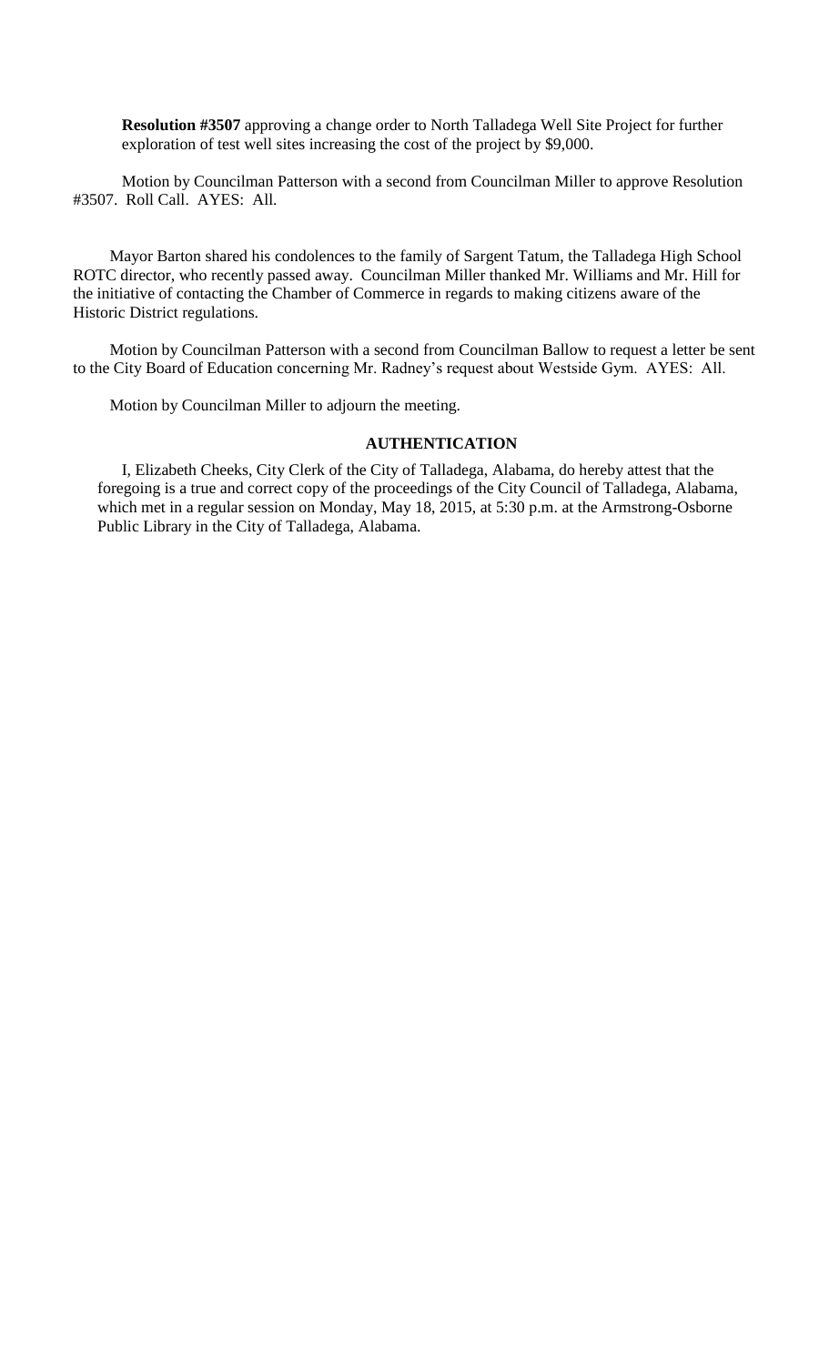**Resolution #3507** approving a change order to North Talladega Well Site Project for further exploration of test well sites increasing the cost of the project by $9,000.

Motion by Councilman Patterson with a second from Councilman Miller to approve Resolution #3507. Roll Call. AYES: All.

Mayor Barton shared his condolences to the family of Sargent Tatum, the Talladega High School ROTC director, who recently passed away. Councilman Miller thanked Mr. Williams and Mr. Hill for the initiative of contacting the Chamber of Commerce in regards to making citizens aware of the Historic District regulations.

Motion by Councilman Patterson with a second from Councilman Ballow to request a letter be sent to the City Board of Education concerning Mr. Radney's request about Westside Gym. AYES: All.

Motion by Councilman Miller to adjourn the meeting.

## AUTHENTICATION

I, Elizabeth Cheeks, City Clerk of the City of Talladega, Alabama, do hereby attest that the foregoing is a true and correct copy of the proceedings of the City Council of Talladega, Alabama, which met in a regular session on Monday, May 18, 2015, at 5:30 p.m. at the Armstrong-Osborne Public Library in the City of Talladega, Alabama.